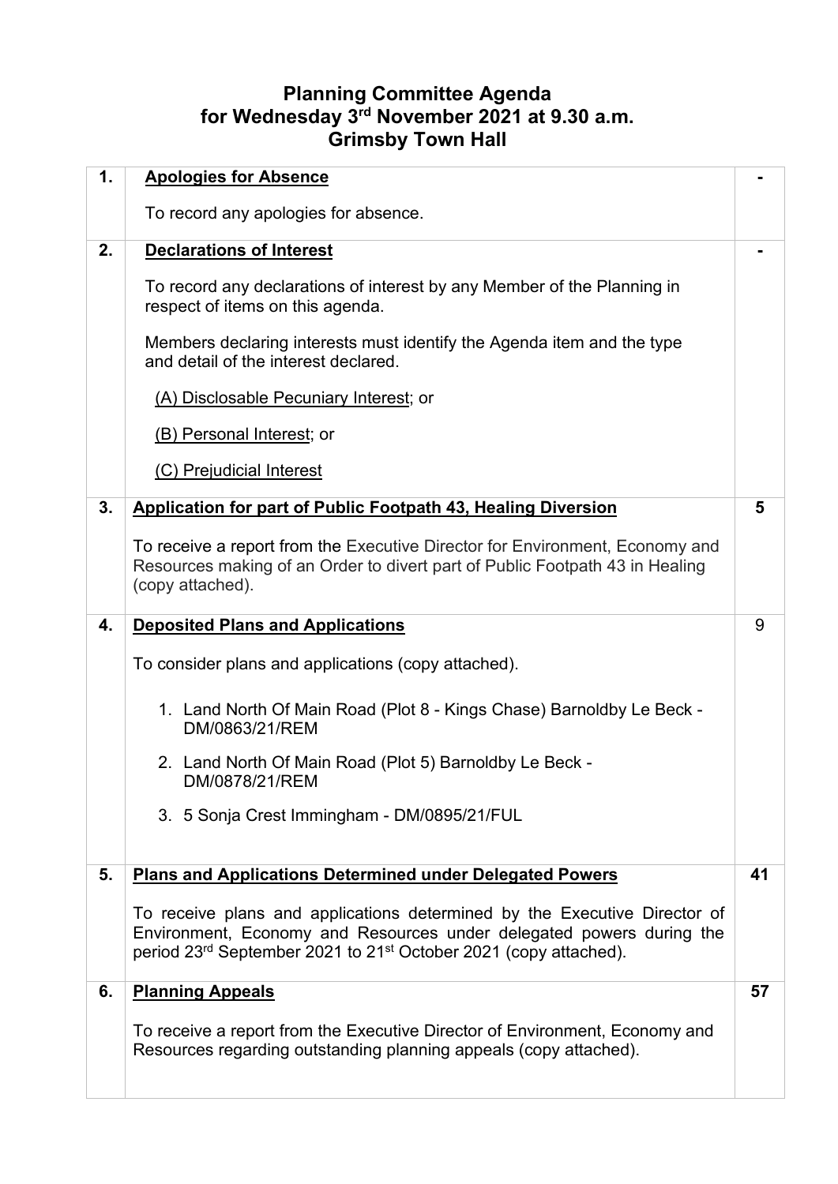# Planning Committee Agenda for Wednesday 3rd November 2021 at 9.30 a.m. Grimsby Town Hall

| | | |
|---|---|---|
| 1. | **Apologies for Absence**<br><br>To record any apologies for absence. | - |
| 2. | **Declarations of Interest**<br><br>To record any declarations of interest by any Member of the Planning in respect of items on this agenda.<br><br>Members declaring interests must identify the Agenda item and the type and detail of the interest declared.<br><br>(A) Disclosable Pecuniary Interest; or<br><br>(B) Personal Interest; or<br><br>(C) Prejudicial Interest | - |
| 3. | **Application for part of Public Footpath 43, Healing Diversion**<br><br>To receive a report from the Executive Director for Environment, Economy and Resources making of an Order to divert part of Public Footpath 43 in Healing (copy attached). | 5 |
| 4. | **Deposited Plans and Applications**<br><br>To consider plans and applications (copy attached).<br><br>1. Land North Of Main Road (Plot 8 - Kings Chase) Barnoldby Le Beck - DM/0863/21/REM<br><br>2. Land North Of Main Road (Plot 5) Barnoldby Le Beck - DM/0878/21/REM<br><br>3. 5 Sonja Crest Immingham - DM/0895/21/FUL | 9 |
| 5. | **Plans and Applications Determined under Delegated Powers**<br><br>To receive plans and applications determined by the Executive Director of Environment, Economy and Resources under delegated powers during the period 23rd September 2021 to 21st October 2021 (copy attached). | 41 |
| 6. | **Planning Appeals**<br><br>To receive a report from the Executive Director of Environment, Economy and Resources regarding outstanding planning appeals (copy attached). | 57 |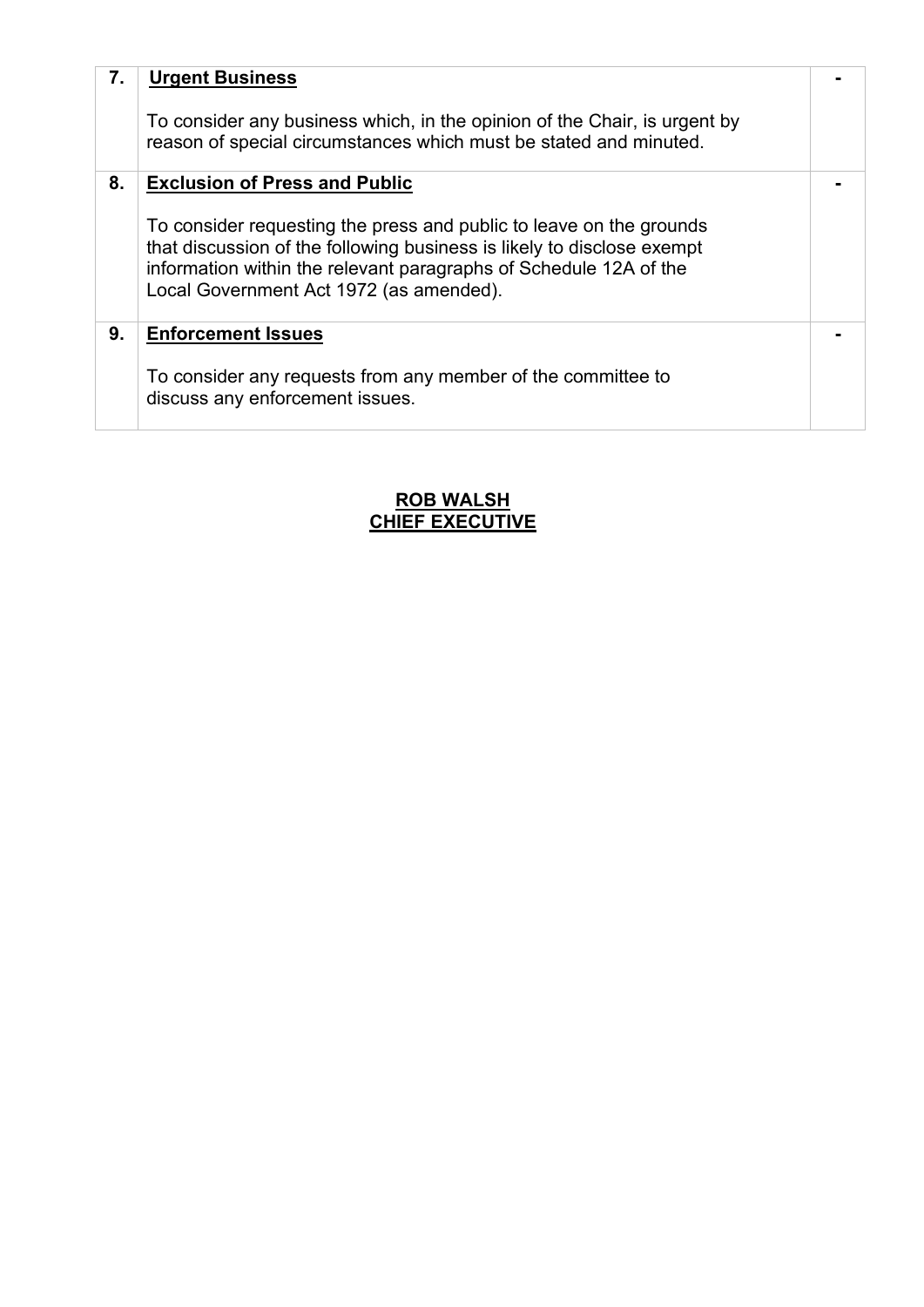| | | |
|---|---|---|
| 7. | **Urgent Business**<br><br>To consider any business which, in the opinion of the Chair, is urgent by reason of special circumstances which must be stated and minuted. | - |
| 8. | **Exclusion of Press and Public**<br><br>To consider requesting the press and public to leave on the grounds that discussion of the following business is likely to disclose exempt information within the relevant paragraphs of Schedule 12A of the Local Government Act 1972 (as amended). | - |
| 9. | **Enforcement Issues**<br><br>To consider any requests from any member of the committee to discuss any enforcement issues. | - |

**ROB WALSH**
**CHIEF EXECUTIVE**